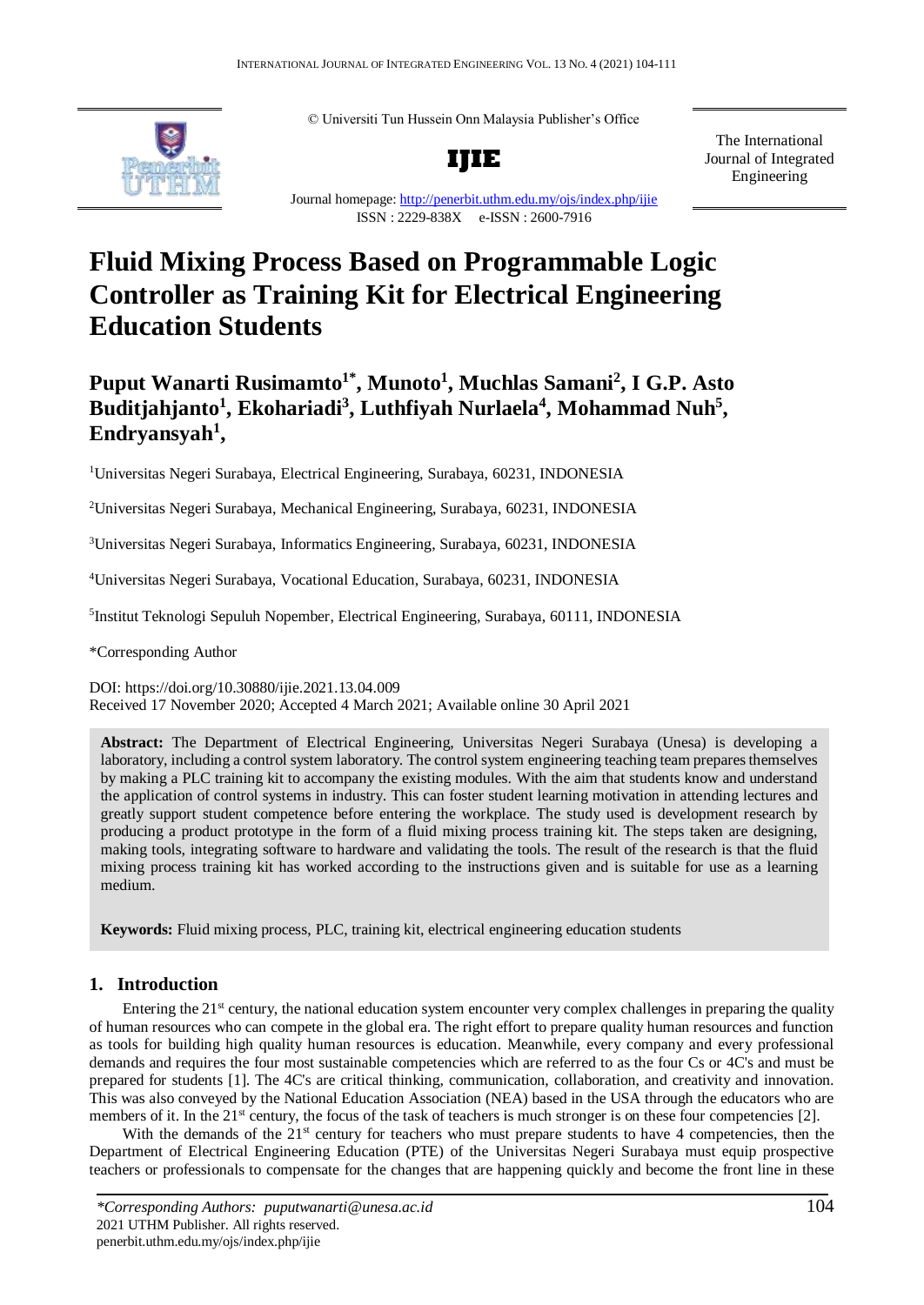© Universiti Tun Hussein Onn Malaysia Publisher's Office

**IJIE**

The International Journal of Integrated Engineering

Journal homepage: http://penerbit.uthm.edu.my/ojs/index.php/ijie

ISSN : 2229-838X e-ISSN : 2600-7916

# Fluid Mixing Process Based on Programmable Logic Controller as Training Kit for Electrical Engineering Education Students

**Puput Wanarti Rusimamto[1*], Munoto[1], Muchlas Samani[2], I G.P. Asto Buditjahjanto[1], Ekohariadi[3], Luthfiyah Nurlaela[4], Mohammad Nuh[5], Endryansyah[1],**

[1]Universitas Negeri Surabaya, Electrical Engineering, Surabaya, 60231, INDONESIA

[2]Universitas Negeri Surabaya, Mechanical Engineering, Surabaya, 60231, INDONESIA

[3]Universitas Negeri Surabaya, Informatics Engineering, Surabaya, 60231, INDONESIA

[4]Universitas Negeri Surabaya, Vocational Education, Surabaya, 60231, INDONESIA

[5]Institut Teknologi Sepuluh Nopember, Electrical Engineering, Surabaya, 60111, INDONESIA

*Corresponding Author

DOI: https://doi.org/10.30880/ijie.2021.13.04.009

Received 17 November 2020; Accepted 4 March 2021; Available online 30 April 2021

**Abstract:** The Department of Electrical Engineering, Universitas Negeri Surabaya (Unesa) is developing a laboratory, including a control system laboratory. The control system engineering teaching team prepares themselves by making a PLC training kit to accompany the existing modules. With the aim that students know and understand the application of control systems in industry. This can foster student learning motivation in attending lectures and greatly support student competence before entering the workplace. The study used is development research by producing a product prototype in the form of a fluid mixing process training kit. The steps taken are designing, making tools, integrating software to hardware and validating the tools. The result of the research is that the fluid mixing process training kit has worked according to the instructions given and is suitable for use as a learning medium.

**Keywords:** Fluid mixing process, PLC, training kit, electrical engineering education students

## 1. Introduction

Entering the 21st century, the national education system encounter very complex challenges in preparing the quality of human resources who can compete in the global era. The right effort to prepare quality human resources and function as tools for building high quality human resources is education. Meanwhile, every company and every professional demands and requires the four most sustainable competencies which are referred to as the four Cs or 4C's and must be prepared for students [1]. The 4C's are critical thinking, communication, collaboration, and creativity and innovation. This was also conveyed by the National Education Association (NEA) based in the USA through the educators who are members of it. In the 21st century, the focus of the task of teachers is much stronger is on these four competencies [2].

With the demands of the 21st century for teachers who must prepare students to have 4 competencies, then the Department of Electrical Engineering Education (PTE) of the Universitas Negeri Surabaya must equip prospective teachers or professionals to compensate for the changes that are happening quickly and become the front line in these

*\*Corresponding Authors: puputwanarti@unesa.ac.id*
2021 UTHM Publisher. All rights reserved.
penerbit.uthm.edu.my/ojs/index.php/ijie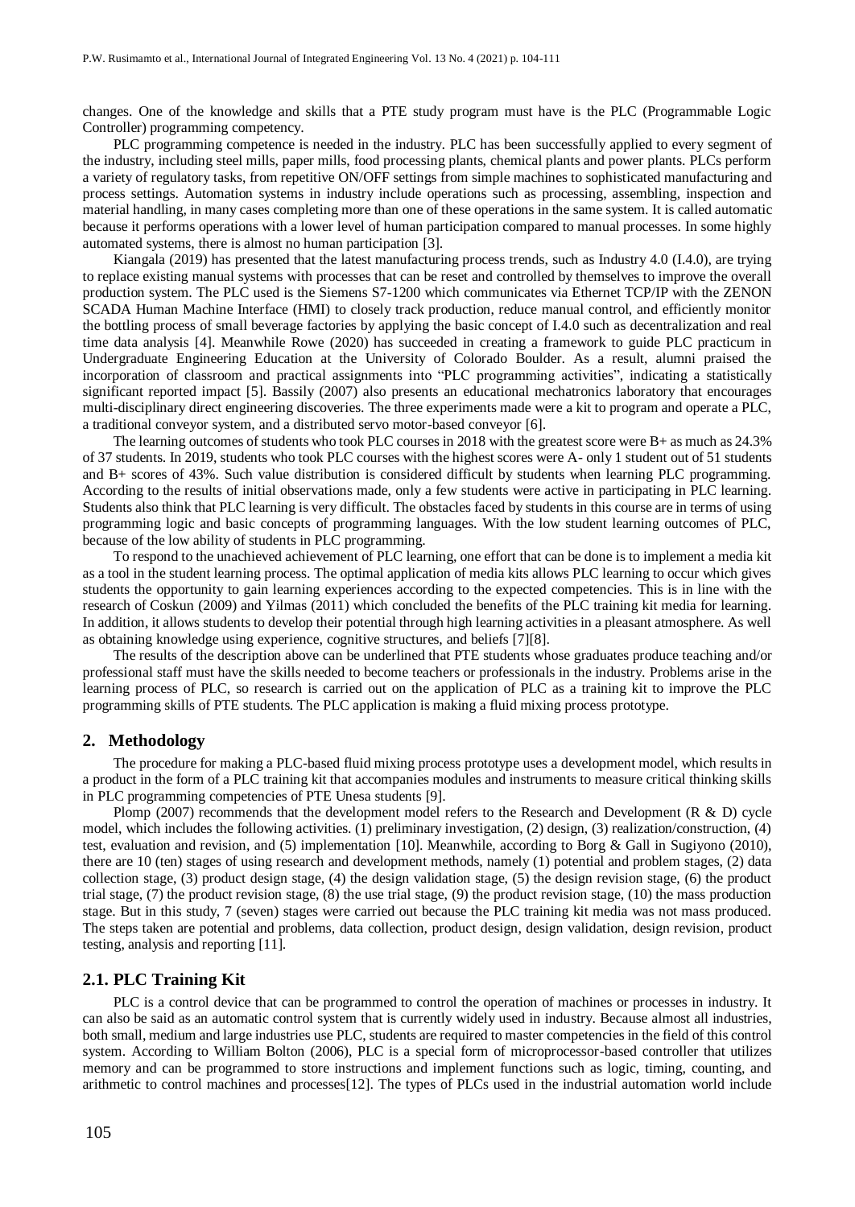changes. One of the knowledge and skills that a PTE study program must have is the PLC (Programmable Logic Controller) programming competency.

PLC programming competence is needed in the industry. PLC has been successfully applied to every segment of the industry, including steel mills, paper mills, food processing plants, chemical plants and power plants. PLCs perform a variety of regulatory tasks, from repetitive ON/OFF settings from simple machines to sophisticated manufacturing and process settings. Automation systems in industry include operations such as processing, assembling, inspection and material handling, in many cases completing more than one of these operations in the same system. It is called automatic because it performs operations with a lower level of human participation compared to manual processes. In some highly automated systems, there is almost no human participation [3].

Kiangala (2019) has presented that the latest manufacturing process trends, such as Industry 4.0 (I.4.0), are trying to replace existing manual systems with processes that can be reset and controlled by themselves to improve the overall production system. The PLC used is the Siemens S7-1200 which communicates via Ethernet TCP/IP with the ZENON SCADA Human Machine Interface (HMI) to closely track production, reduce manual control, and efficiently monitor the bottling process of small beverage factories by applying the basic concept of I.4.0 such as decentralization and real time data analysis [4]. Meanwhile Rowe (2020) has succeeded in creating a framework to guide PLC practicum in Undergraduate Engineering Education at the University of Colorado Boulder. As a result, alumni praised the incorporation of classroom and practical assignments into "PLC programming activities", indicating a statistically significant reported impact [5]. Bassily (2007) also presents an educational mechatronics laboratory that encourages multi-disciplinary direct engineering discoveries. The three experiments made were a kit to program and operate a PLC, a traditional conveyor system, and a distributed servo motor-based conveyor [6].

The learning outcomes of students who took PLC courses in 2018 with the greatest score were B+ as much as 24.3% of 37 students. In 2019, students who took PLC courses with the highest scores were A- only 1 student out of 51 students and B+ scores of 43%. Such value distribution is considered difficult by students when learning PLC programming. According to the results of initial observations made, only a few students were active in participating in PLC learning. Students also think that PLC learning is very difficult. The obstacles faced by students in this course are in terms of using programming logic and basic concepts of programming languages. With the low student learning outcomes of PLC, because of the low ability of students in PLC programming.

To respond to the unachieved achievement of PLC learning, one effort that can be done is to implement a media kit as a tool in the student learning process. The optimal application of media kits allows PLC learning to occur which gives students the opportunity to gain learning experiences according to the expected competencies. This is in line with the research of Coskun (2009) and Yilmas (2011) which concluded the benefits of the PLC training kit media for learning. In addition, it allows students to develop their potential through high learning activities in a pleasant atmosphere. As well as obtaining knowledge using experience, cognitive structures, and beliefs [7][8].

The results of the description above can be underlined that PTE students whose graduates produce teaching and/or professional staff must have the skills needed to become teachers or professionals in the industry. Problems arise in the learning process of PLC, so research is carried out on the application of PLC as a training kit to improve the PLC programming skills of PTE students. The PLC application is making a fluid mixing process prototype.

## 2. Methodology

The procedure for making a PLC-based fluid mixing process prototype uses a development model, which results in a product in the form of a PLC training kit that accompanies modules and instruments to measure critical thinking skills in PLC programming competencies of PTE Unesa students [9].

Plomp (2007) recommends that the development model refers to the Research and Development (R & D) cycle model, which includes the following activities. (1) preliminary investigation, (2) design, (3) realization/construction, (4) test, evaluation and revision, and (5) implementation [10]. Meanwhile, according to Borg & Gall in Sugiyono (2010), there are 10 (ten) stages of using research and development methods, namely (1) potential and problem stages, (2) data collection stage, (3) product design stage, (4) the design validation stage, (5) the design revision stage, (6) the product trial stage, (7) the product revision stage, (8) the use trial stage, (9) the product revision stage, (10) the mass production stage. But in this study, 7 (seven) stages were carried out because the PLC training kit media was not mass produced. The steps taken are potential and problems, data collection, product design, design validation, design revision, product testing, analysis and reporting [11].

### 2.1. PLC Training Kit

PLC is a control device that can be programmed to control the operation of machines or processes in industry. It can also be said as an automatic control system that is currently widely used in industry. Because almost all industries, both small, medium and large industries use PLC, students are required to master competencies in the field of this control system. According to William Bolton (2006), PLC is a special form of microprocessor-based controller that utilizes memory and can be programmed to store instructions and implement functions such as logic, timing, counting, and arithmetic to control machines and processes[12]. The types of PLCs used in the industrial automation world include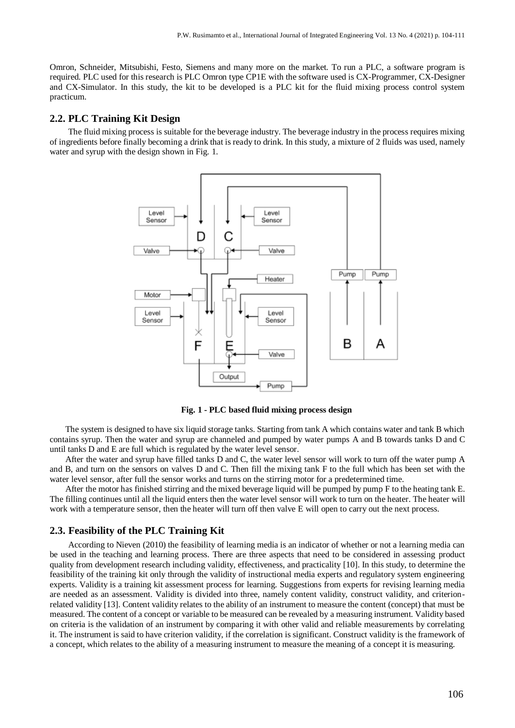Omron, Schneider, Mitsubishi, Festo, Siemens and many more on the market. To run a PLC, a software program is required. PLC used for this research is PLC Omron type CP1E with the software used is CX-Programmer, CX-Designer and CX-Simulator. In this study, the kit to be developed is a PLC kit for the fluid mixing process control system practicum.

## 2.2. PLC Training Kit Design

The fluid mixing process is suitable for the beverage industry. The beverage industry in the process requires mixing of ingredients before finally becoming a drink that is ready to drink. In this study, a mixture of 2 fluids was used, namely water and syrup with the design shown in Fig. 1.

**Fig. 1 - PLC based fluid mixing process design**

The system is designed to have six liquid storage tanks. Starting from tank A which contains water and tank B which contains syrup. Then the water and syrup are channeled and pumped by water pumps A and B towards tanks D and C until tanks D and E are full which is regulated by the water level sensor.

After the water and syrup have filled tanks D and C, the water level sensor will work to turn off the water pump A and B, and turn on the sensors on valves D and C. Then fill the mixing tank F to the full which has been set with the water level sensor, after full the sensor works and turns on the stirring motor for a predetermined time.

After the motor has finished stirring and the mixed beverage liquid will be pumped by pump F to the heating tank E. The filling continues until all the liquid enters then the water level sensor will work to turn on the heater. The heater will work with a temperature sensor, then the heater will turn off then valve E will open to carry out the next process.

## 2.3. Feasibility of the PLC Training Kit

According to Nieven (2010) the feasibility of learning media is an indicator of whether or not a learning media can be used in the teaching and learning process. There are three aspects that need to be considered in assessing product quality from development research including validity, effectiveness, and practicality [10]. In this study, to determine the feasibility of the training kit only through the validity of instructional media experts and regulatory system engineering experts. Validity is a training kit assessment process for learning. Suggestions from experts for revising learning media are needed as an assessment. Validity is divided into three, namely content validity, construct validity, and criterion-related validity [13]. Content validity relates to the ability of an instrument to measure the content (concept) that must be measured. The content of a concept or variable to be measured can be revealed by a measuring instrument. Validity based on criteria is the validation of an instrument by comparing it with other valid and reliable measurements by correlating it. The instrument is said to have criterion validity, if the correlation is significant. Construct validity is the framework of a concept, which relates to the ability of a measuring instrument to measure the meaning of a concept it is measuring.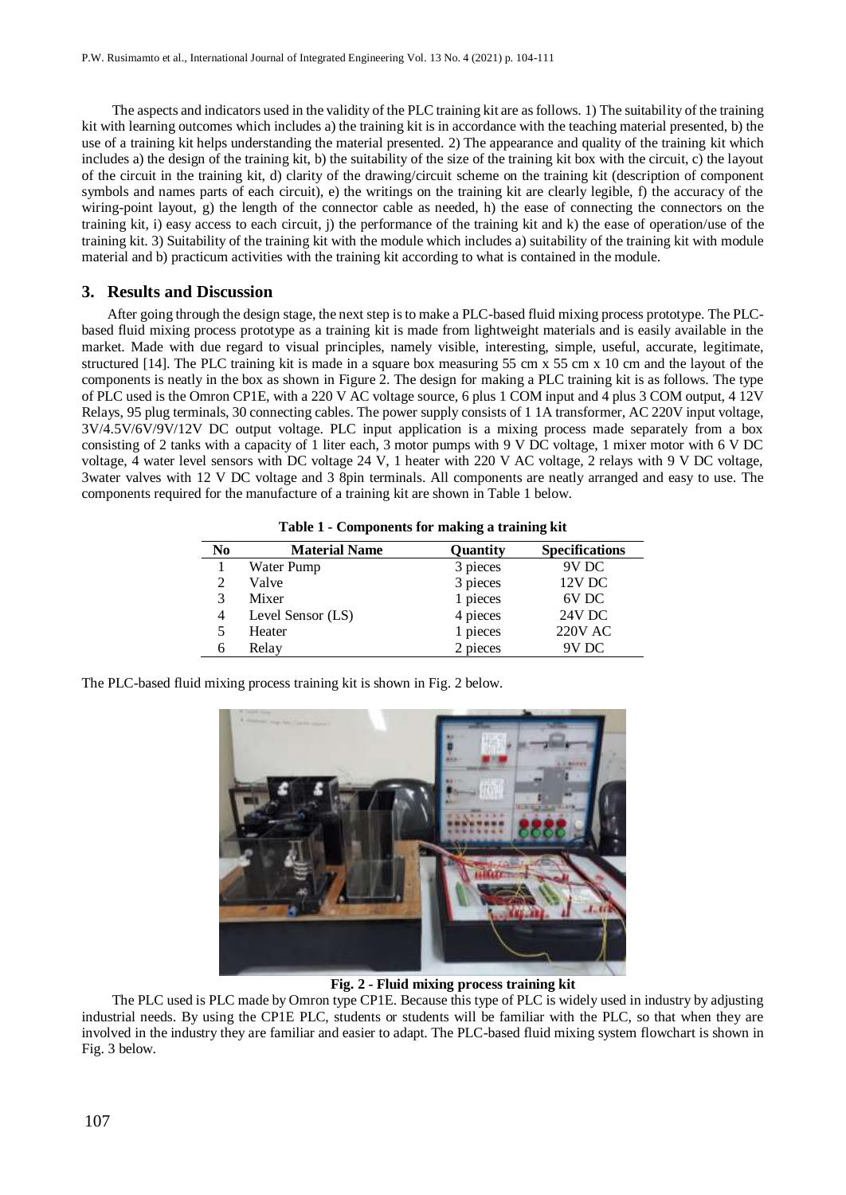The aspects and indicators used in the validity of the PLC training kit are as follows. 1) The suitability of the training kit with learning outcomes which includes a) the training kit is in accordance with the teaching material presented, b) the use of a training kit helps understanding the material presented. 2) The appearance and quality of the training kit which includes a) the design of the training kit, b) the suitability of the size of the training kit box with the circuit, c) the layout of the circuit in the training kit, d) clarity of the drawing/circuit scheme on the training kit (description of component symbols and names parts of each circuit), e) the writings on the training kit are clearly legible, f) the accuracy of the wiring-point layout, g) the length of the connector cable as needed, h) the ease of connecting the connectors on the training kit, i) easy access to each circuit, j) the performance of the training kit and k) the ease of operation/use of the training kit. 3) Suitability of the training kit with the module which includes a) suitability of the training kit with module material and b) practicum activities with the training kit according to what is contained in the module.

## 3. Results and Discussion

After going through the design stage, the next step is to make a PLC-based fluid mixing process prototype. The PLC-based fluid mixing process prototype as a training kit is made from lightweight materials and is easily available in the market. Made with due regard to visual principles, namely visible, interesting, simple, useful, accurate, legitimate, structured [14]. The PLC training kit is made in a square box measuring 55 cm x 55 cm x 10 cm and the layout of the components is neatly in the box as shown in Figure 2. The design for making a PLC training kit is as follows. The type of PLC used is the Omron CP1E, with a 220 V AC voltage source, 6 plus 1 COM input and 4 plus 3 COM output, 4 12V Relays, 95 plug terminals, 30 connecting cables. The power supply consists of 1 1A transformer, AC 220V input voltage, 3V/4.5V/6V/9V/12V DC output voltage. PLC input application is a mixing process made separately from a box consisting of 2 tanks with a capacity of 1 liter each, 3 motor pumps with 9 V DC voltage, 1 mixer motor with 6 V DC voltage, 4 water level sensors with DC voltage 24 V, 1 heater with 220 V AC voltage, 2 relays with 9 V DC voltage, 3water valves with 12 V DC voltage and 3 8pin terminals. All components are neatly arranged and easy to use. The components required for the manufacture of a training kit are shown in Table 1 below.

**Table 1 - Components for making a training kit**

| No | Material Name | Quantity | Specifications |
|---|---|---|---|
| 1 | Water Pump | 3 pieces | 9V DC |
| 2 | Valve | 3 pieces | 12V DC |
| 3 | Mixer | 1 pieces | 6V DC |
| 4 | Level Sensor (LS) | 4 pieces | 24V DC |
| 5 | Heater | 1 pieces | 220V AC |
| 6 | Relay | 2 pieces | 9V DC |

The PLC-based fluid mixing process training kit is shown in Fig. 2 below.

**Fig. 2 - Fluid mixing process training kit**

The PLC used is PLC made by Omron type CP1E. Because this type of PLC is widely used in industry by adjusting industrial needs. By using the CP1E PLC, students or students will be familiar with the PLC, so that when they are involved in the industry they are familiar and easier to adapt. The PLC-based fluid mixing system flowchart is shown in Fig. 3 below.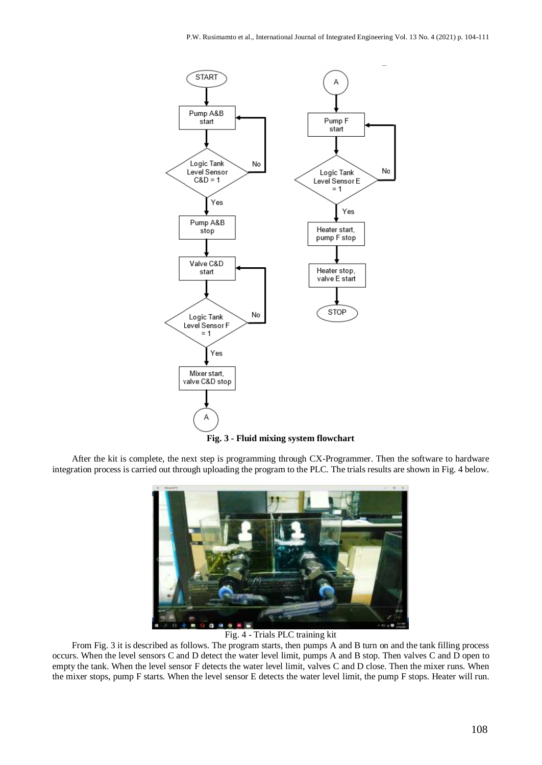Fig. 3 - Fluid mixing system flowchart

After the kit is complete, the next step is programming through CX-Programmer. Then the software to hardware integration process is carried out through uploading the program to the PLC. The trials results are shown in Fig. 4 below.

Fig. 4 - Trials PLC training kit

From Fig. 3 it is described as follows. The program starts, then pumps A and B turn on and the tank filling process occurs. When the level sensors C and D detect the water level limit, pumps A and B stop. Then valves C and D open to empty the tank. When the level sensor F detects the water level limit, valves C and D close. Then the mixer runs. When the mixer stops, pump F starts. When the level sensor E detects the water level limit, the pump F stops. Heater will run.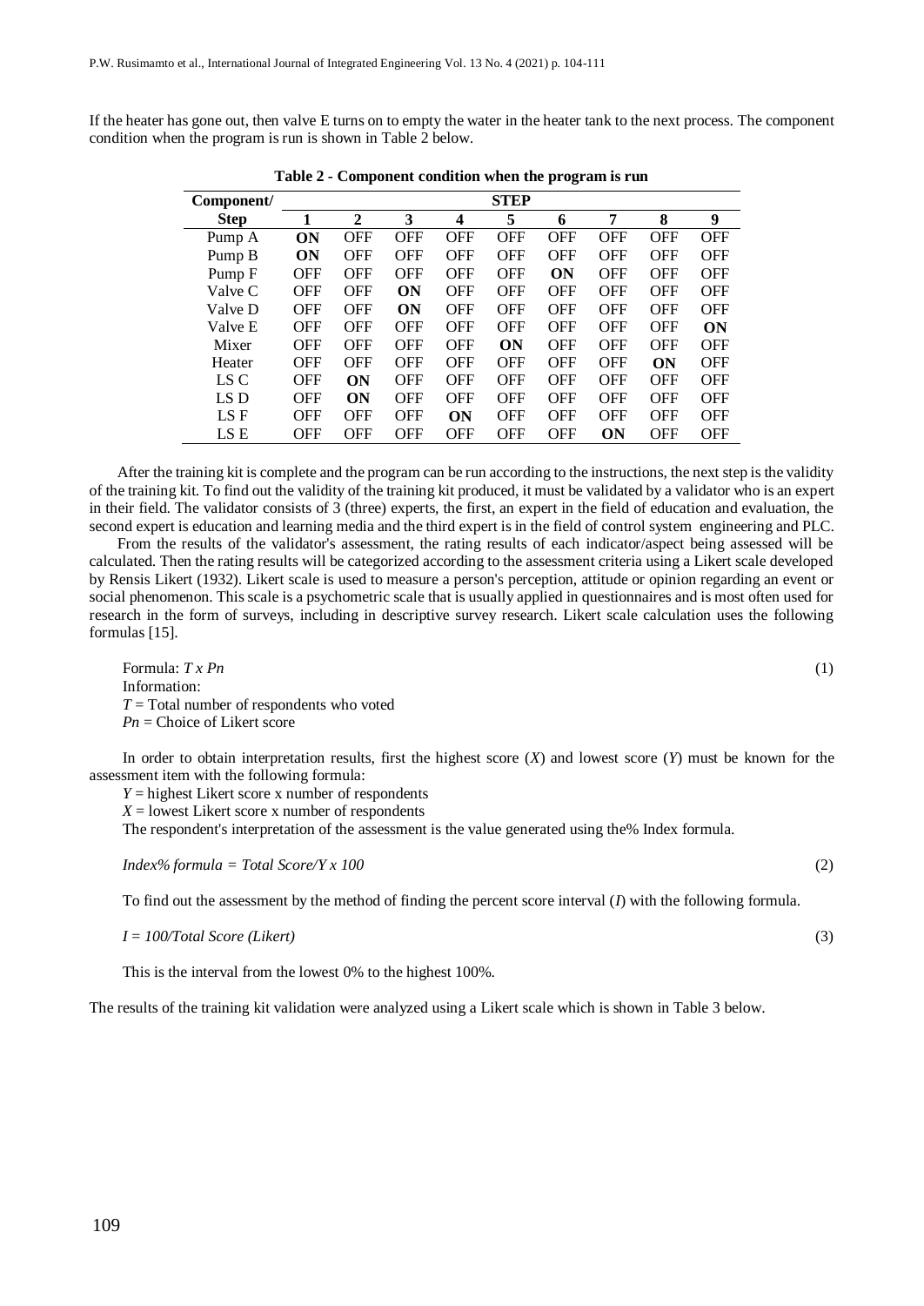If the heater has gone out, then valve E turns on to empty the water in the heater tank to the next process. The component condition when the program is run is shown in Table 2 below.

**Table 2 - Component condition when the program is run**

| Component/ | STEP | | | | | | | | |
|---|---|---|---|---|---|---|---|---|---|
| **Step** | **1** | **2** | **3** | **4** | **5** | **6** | **7** | **8** | **9** |
| Pump A | **ON** | OFF | OFF | OFF | OFF | OFF | OFF | OFF | OFF |
| Pump B | **ON** | OFF | OFF | OFF | OFF | OFF | OFF | OFF | OFF |
| Pump F | OFF | OFF | OFF | OFF | OFF | **ON** | OFF | OFF | OFF |
| Valve C | OFF | OFF | **ON** | OFF | OFF | OFF | OFF | OFF | OFF |
| Valve D | OFF | OFF | **ON** | OFF | OFF | OFF | OFF | OFF | OFF |
| Valve E | OFF | OFF | OFF | OFF | OFF | OFF | OFF | OFF | **ON** |
| Mixer | OFF | OFF | OFF | OFF | **ON** | OFF | OFF | OFF | OFF |
| Heater | OFF | OFF | OFF | OFF | OFF | OFF | OFF | **ON** | OFF |
| LS C | OFF | **ON** | OFF | OFF | OFF | OFF | OFF | OFF | OFF |
| LS D | OFF | **ON** | OFF | OFF | OFF | OFF | OFF | OFF | OFF |
| LS F | OFF | OFF | OFF | **ON** | OFF | OFF | OFF | OFF | OFF |
| LS E | OFF | OFF | OFF | OFF | OFF | OFF | **ON** | OFF | OFF |

After the training kit is complete and the program can be run according to the instructions, the next step is the validity of the training kit. To find out the validity of the training kit produced, it must be validated by a validator who is an expert in their field. The validator consists of 3 (three) experts, the first, an expert in the field of education and evaluation, the second expert is education and learning media and the third expert is in the field of control system engineering and PLC.

From the results of the validator's assessment, the rating results of each indicator/aspect being assessed will be calculated. Then the rating results will be categorized according to the assessment criteria using a Likert scale developed by Rensis Likert (1932). Likert scale is used to measure a person's perception, attitude or opinion regarding an event or social phenomenon. This scale is a psychometric scale that is usually applied in questionnaires and is most often used for research in the form of surveys, including in descriptive survey research. Likert scale calculation uses the following formulas [15].

Formula: $T \times Pn$ (1)

Information:
$T$ = Total number of respondents who voted
$Pn$ = Choice of Likert score

In order to obtain interpretation results, first the highest score ($X$) and lowest score ($Y$) must be known for the assessment item with the following formula:

$Y$ = highest Likert score x number of respondents
$X$ = lowest Likert score x number of respondents

The respondent's interpretation of the assessment is the value generated using the% Index formula.

$$Index\% \ formula = Total \ Score / Y \times 100 \quad (2)$$

To find out the assessment by the method of finding the percent score interval ($I$) with the following formula.

$$I = 100 / Total \ Score \ (Likert) \quad (3)$$

This is the interval from the lowest 0% to the highest 100%.

The results of the training kit validation were analyzed using a Likert scale which is shown in Table 3 below.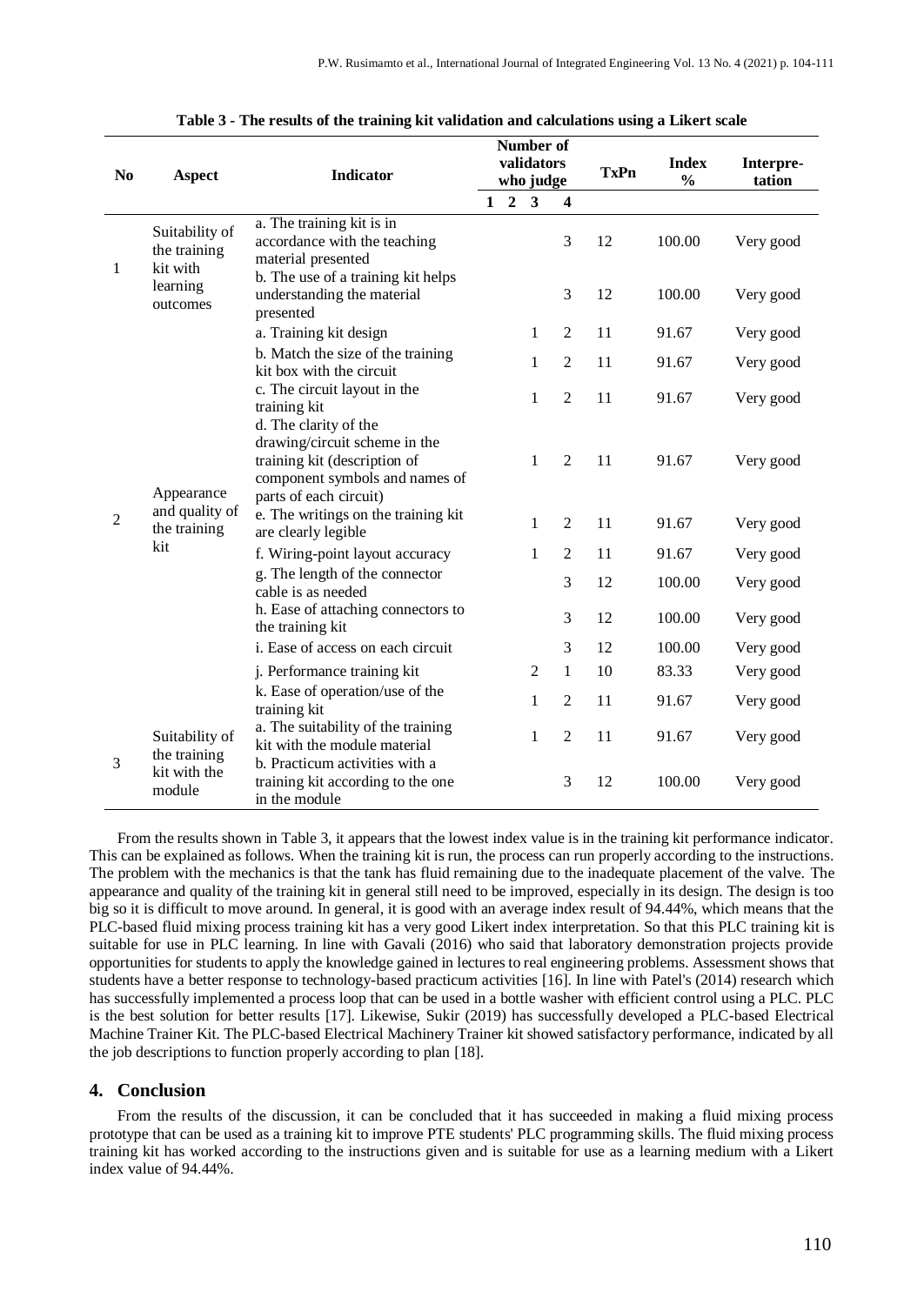**Table 3 - The results of the training kit validation and calculations using a Likert scale**

| No | Aspect | Indicator | Number of validators who judge | | | | TxPn | Index % | Interpre-tation |
|---|---|---|---|---|---|---|---|---|---|
| | | | 1 | 2 | 3 | 4 | | | |
| 1 | Suitability of the training kit with learning outcomes | a. The training kit is in accordance with the teaching material presented | | | | 3 | 12 | 100.00 | Very good |
| | | b. The use of a training kit helps understanding the material presented | | | | 3 | 12 | 100.00 | Very good |
| 2 | Appearance and quality of the training kit | a. Training kit design | | | 1 | 2 | 11 | 91.67 | Very good |
| | | b. Match the size of the training kit box with the circuit | | | 1 | 2 | 11 | 91.67 | Very good |
| | | c. The circuit layout in the training kit | | | 1 | 2 | 11 | 91.67 | Very good |
| | | d. The clarity of the drawing/circuit scheme in the training kit (description of component symbols and names of parts of each circuit) | | | 1 | 2 | 11 | 91.67 | Very good |
| | | e. The writings on the training kit are clearly legible | | | 1 | 2 | 11 | 91.67 | Very good |
| | | f. Wiring-point layout accuracy | | | 1 | 2 | 11 | 91.67 | Very good |
| | | g. The length of the connector cable is as needed | | | | 3 | 12 | 100.00 | Very good |
| | | h. Ease of attaching connectors to the training kit | | | | 3 | 12 | 100.00 | Very good |
| | | i. Ease of access on each circuit | | | | 3 | 12 | 100.00 | Very good |
| | | j. Performance training kit | | | 2 | 1 | 10 | 83.33 | Very good |
| | | k. Ease of operation/use of the training kit | | | 1 | 2 | 11 | 91.67 | Very good |
| 3 | Suitability of the training kit with the module | a. The suitability of the training kit with the module material | | | 1 | 2 | 11 | 91.67 | Very good |
| | | b. Practicum activities with a training kit according to the one in the module | | | | 3 | 12 | 100.00 | Very good |

From the results shown in Table 3, it appears that the lowest index value is in the training kit performance indicator. This can be explained as follows. When the training kit is run, the process can run properly according to the instructions. The problem with the mechanics is that the tank has fluid remaining due to the inadequate placement of the valve. The appearance and quality of the training kit in general still need to be improved, especially in its design. The design is too big so it is difficult to move around. In general, it is good with an average index result of 94.44%, which means that the PLC-based fluid mixing process training kit has a very good Likert index interpretation. So that this PLC training kit is suitable for use in PLC learning. In line with Gavali (2016) who said that laboratory demonstration projects provide opportunities for students to apply the knowledge gained in lectures to real engineering problems. Assessment shows that students have a better response to technology-based practicum activities [16]. In line with Patel's (2014) research which has successfully implemented a process loop that can be used in a bottle washer with efficient control using a PLC. PLC is the best solution for better results [17]. Likewise, Sukir (2019) has successfully developed a PLC-based Electrical Machine Trainer Kit. The PLC-based Electrical Machinery Trainer kit showed satisfactory performance, indicated by all the job descriptions to function properly according to plan [18].

## 4. Conclusion

From the results of the discussion, it can be concluded that it has succeeded in making a fluid mixing process prototype that can be used as a training kit to improve PTE students' PLC programming skills. The fluid mixing process training kit has worked according to the instructions given and is suitable for use as a learning medium with a Likert index value of 94.44%.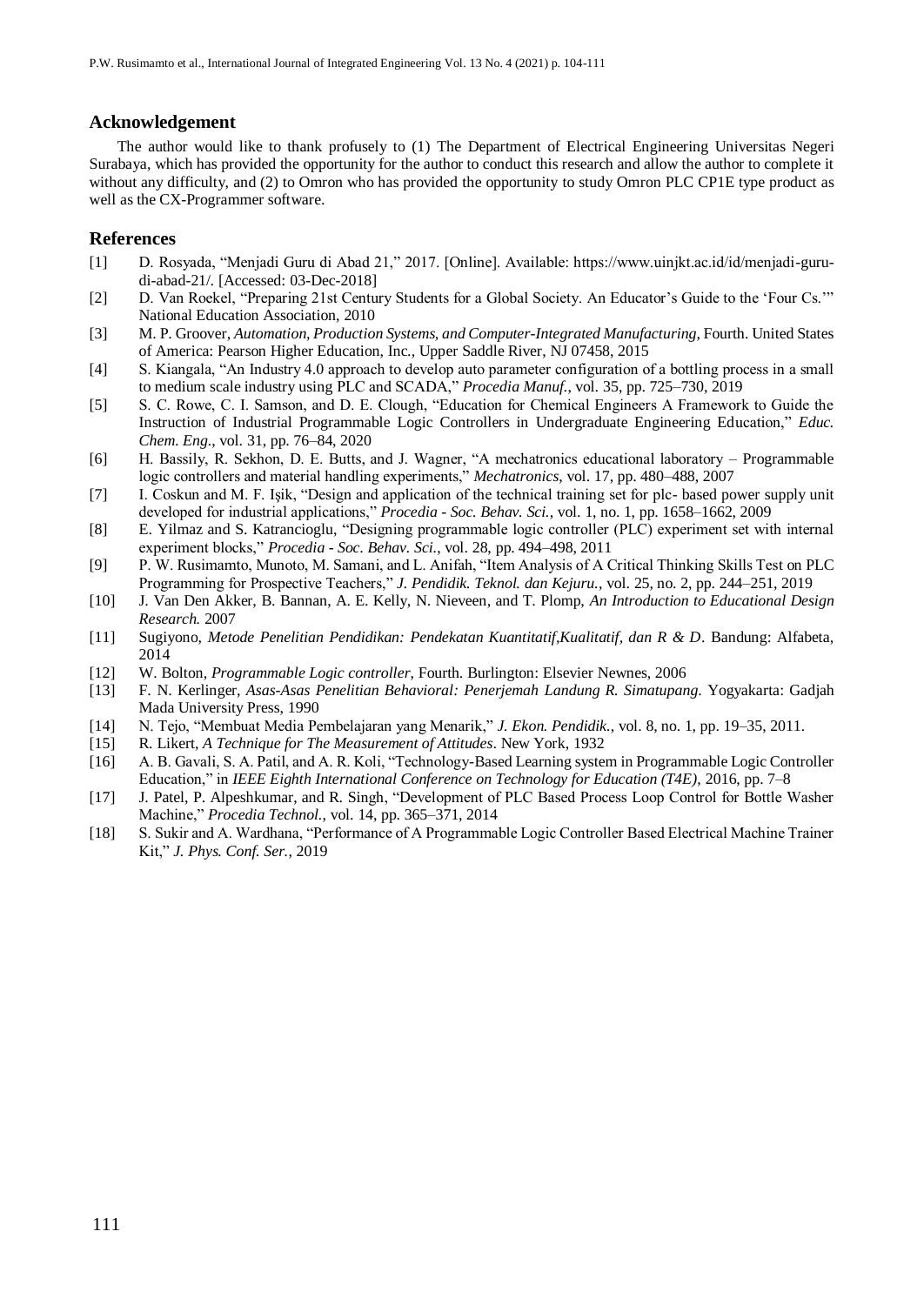## Acknowledgement

The author would like to thank profusely to (1) The Department of Electrical Engineering Universitas Negeri Surabaya, which has provided the opportunity for the author to conduct this research and allow the author to complete it without any difficulty, and (2) to Omron who has provided the opportunity to study Omron PLC CP1E type product as well as the CX-Programmer software.

## References

[1] D. Rosyada, "Menjadi Guru di Abad 21," 2017. [Online]. Available: https://www.uinjkt.ac.id/id/menjadi-guru-di-abad-21/. [Accessed: 03-Dec-2018]

[2] D. Van Roekel, "Preparing 21st Century Students for a Global Society. An Educator's Guide to the 'Four Cs.'" National Education Association, 2010

[3] M. P. Groover, *Automation, Production Systems, and Computer-Integrated Manufacturing*, Fourth. United States of America: Pearson Higher Education, Inc., Upper Saddle River, NJ 07458, 2015

[4] S. Kiangala, "An Industry 4.0 approach to develop auto parameter configuration of a bottling process in a small to medium scale industry using PLC and SCADA," *Procedia Manuf.*, vol. 35, pp. 725–730, 2019

[5] S. C. Rowe, C. I. Samson, and D. E. Clough, "Education for Chemical Engineers A Framework to Guide the Instruction of Industrial Programmable Logic Controllers in Undergraduate Engineering Education," *Educ. Chem. Eng.*, vol. 31, pp. 76–84, 2020

[6] H. Bassily, R. Sekhon, D. E. Butts, and J. Wagner, "A mechatronics educational laboratory – Programmable logic controllers and material handling experiments," *Mechatronics*, vol. 17, pp. 480–488, 2007

[7] I. Coskun and M. F. Işik, "Design and application of the technical training set for plc- based power supply unit developed for industrial applications," *Procedia - Soc. Behav. Sci.*, vol. 1, no. 1, pp. 1658–1662, 2009

[8] E. Yilmaz and S. Katrancioglu, "Designing programmable logic controller (PLC) experiment set with internal experiment blocks," *Procedia - Soc. Behav. Sci.*, vol. 28, pp. 494–498, 2011

[9] P. W. Rusimamto, Munoto, M. Samani, and L. Anifah, "Item Analysis of A Critical Thinking Skills Test on PLC Programming for Prospective Teachers," *J. Pendidik. Teknol. dan Kejuru.*, vol. 25, no. 2, pp. 244–251, 2019

[10] J. Van Den Akker, B. Bannan, A. E. Kelly, N. Nieveen, and T. Plomp, *An Introduction to Educational Design Research.* 2007

[11] Sugiyono, *Metode Penelitian Pendidikan: Pendekatan Kuantitatif,Kualitatif, dan R & D*. Bandung: Alfabeta, 2014

[12] W. Bolton, *Programmable Logic controller*, Fourth. Burlington: Elsevier Newnes, 2006

[13] F. N. Kerlinger, *Asas-Asas Penelitian Behavioral: Penerjemah Landung R. Simatupang*. Yogyakarta: Gadjah Mada University Press, 1990

[14] N. Tejo, "Membuat Media Pembelajaran yang Menarik," *J. Ekon. Pendidik.*, vol. 8, no. 1, pp. 19–35, 2011.

[15] R. Likert, *A Technique for The Measurement of Attitudes*. New York, 1932

[16] A. B. Gavali, S. A. Patil, and A. R. Koli, "Technology-Based Learning system in Programmable Logic Controller Education," in *IEEE Eighth International Conference on Technology for Education (T4E)*, 2016, pp. 7–8

[17] J. Patel, P. Alpeshkumar, and R. Singh, "Development of PLC Based Process Loop Control for Bottle Washer Machine," *Procedia Technol.*, vol. 14, pp. 365–371, 2014

[18] S. Sukir and A. Wardhana, "Performance of A Programmable Logic Controller Based Electrical Machine Trainer Kit," *J. Phys. Conf. Ser.*, 2019